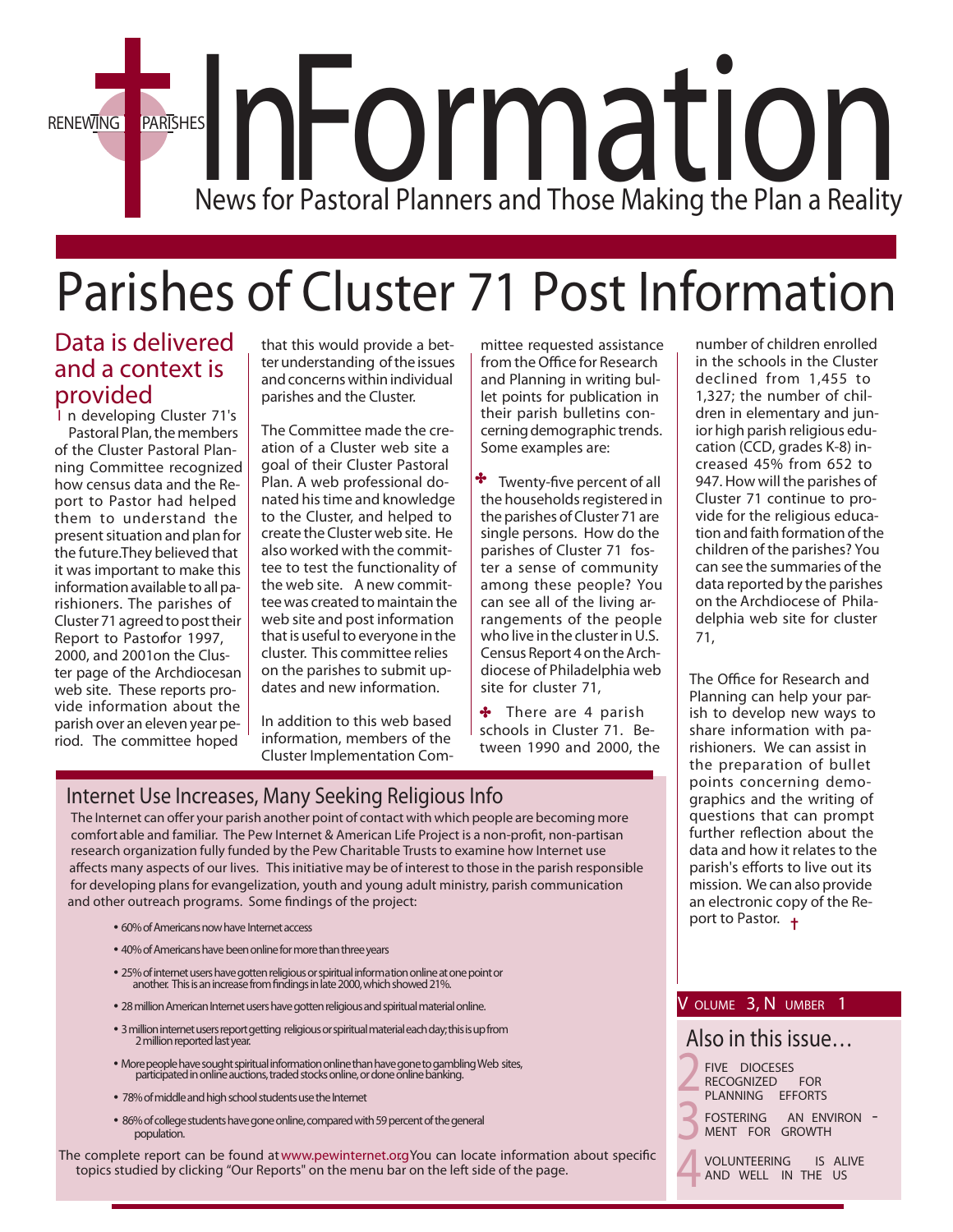# InFormation

RENEWING PARISHES

News for Pastoral Planners and Those Making the Plan a Reality

# Parishes of Cluster 71 Post Information

## Data is delivered and a context is provided

In developing Cluster 71's Pastoral Plan, the members of the Cluster Pastoral Planning Committee recognized how census data and the Report to Pastor had helped them to understand the present situation and plan for the future.They believed that it was important to make this information available to all parishioners. The parishes of Cluster 71 agreed to post their Report to Pastorfor 1997, 2000, and 2001on the Cluster page of the Archdiocesan web site. These reports provide information about the parish over an eleven year period. The committee hoped that this would provide a better understanding of the issues and concerns within individual parishes and the Cluster.

The Committee made the creation of a Cluster web site a goal of their Cluster Pastoral Plan. A web professional donated his time and knowledge to the Cluster, and helped to create the Cluster web site. He also worked with the committee to test the functionality of the web site. A new committee was created to maintain the web site and post information that is useful to everyone in the cluster. This committee relies on the parishes to submit updates and new information.

In addition to this web based information, members of the Cluster Implementation Committee requested assistance from the Office for Research and Planning in writing bullet points for publication in their parish bulletins concerning demographic trends. Some examples are:

✤ Twenty-five percent of all the households registered in the parishes of Cluster 71 are single persons. How do the parishes of Cluster 71 foster a sense of community among these people? You can see all of the living arrangements of the people who live in the cluster in U.S. Census Report 4 on the Archdiocese of Philadelphia web site for cluster 71,

✤ There are 4 parish schools in Cluster 71. Between 1990 and 2000, the number of children enrolled in the schools in the Cluster declined from 1,455 to 1,327; the number of children in elementary and junior high parish religious education (CCD, grades K-8) increased 45% from 652 to 947. How will the parishes of Cluster 71 continue to provide for the religious education and faith formation of the children of the parishes? You can see the summaries of the data reported by the parishes on the Archdiocese of Philadelphia web site for cluster 71,

The Office for Research and Planning can help your parish to develop new ways to share information with parishioners. We can assist in the preparation of bullet points concerning demographics and the writing of questions that can prompt further reflection about the data and how it relates to the parish's efforts to live out its mission. We can also provide an electronic copy of the Report to Pastor. †

## Internet Use Increases, Many Seeking Religious Info

The Internet can offer your parish another point of contact with which people are becoming more comfortable and familiar. The Pew Internet & American Life Project is a non-profit, non-partisan research organization fully funded by the Pew Charitable Trusts to examine how Internet use affects many aspects of our lives. This initiative may be of interest to those in the parish responsible for developing plans for evangelization, youth and young adult ministry, parish communication and other outreach programs. Some findings of the project:

- 60% of Americans now have Internet access
- 40% of Americans have been online for more than three years
- 25% of internet users have gotten religious or spiritual information online at one point or another. This is an increase from findings in late 2000, which showed 21%.
- 28 million American Internet users have gotten religious and spiritual material online.
- 3 million internet users report getting religious or spiritual material each day; this is up from 2 million reported last year.
- More people have sought spiritual information online than have gone to gambling Web sites, participated in online auctions, traded stocks online, or done online banking.
- 78% of middle and high school students use the Internet
- 86% of college students have gone online, compared with 59 percent of the general population.

The complete report can be found at www.pewinternet.org You can locate information about specific topics studied by clicking "Our Reports" on the menu bar on the left side of the page.

## Also in this issue…

2 FIVE DIOCESES RECOGNIZED FOR PLANNING EFFORTS

3 FOSTERING AN ENVIRONMENT FOR GROWTH

4 VOLUNTEERING IS ALIVE AND WELL IN THE US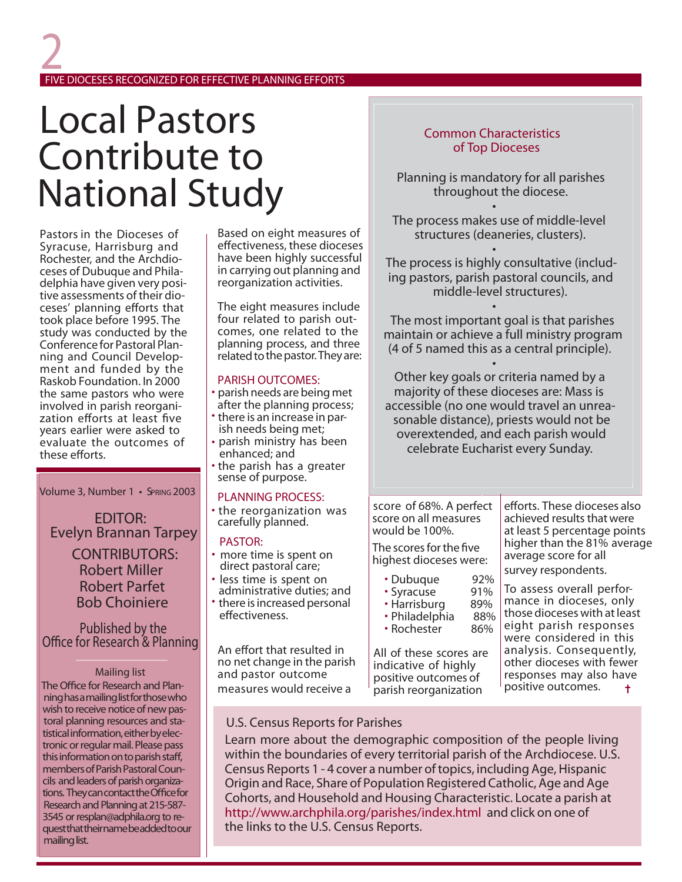FIVE DIOCESES RECOGNIZED FOR EFFECTIVE PLANNING EFFORTS

# Local Pastors Contribute to National Study

Pastors in the Dioceses of Syracuse, Harrisburg and Rochester, and the Archdioceses of Dubuque and Philadelphia have given very positive assessments of their dioceses' planning efforts that took place before 1995. The study was conducted by the Conference for Pastoral Planning and Council Development and funded by the Raskob Foundation. In 2000 the same pastors who were involved in parish reorganization efforts at least five years earlier were asked to evaluate the outcomes of these efforts.

Based on eight measures of effectiveness, these dioceses have been highly successful in carrying out planning and reorganization activities.

The eight measures include four related to parish outcomes, one related to the planning process, and three related to the pastor. They are:

PARISH OUTCOMES:

- parish needs are being met after the planning process;
- there is an increase in parish needs being met;
- parish ministry has been enhanced; and
- the parish has a greater sense of purpose.

PLANNING PROCESS:

- the reorganization was carefully planned.

PASTOR:

- more time is spent on direct pastoral care;
- less time is spent on administrative duties; and
- there is increased personal effectiveness.

An effort that resulted in no net change in the parish and pastor outcome measures would receive a score of 68%. A perfect score on all measures would be 100%.

The scores for the five highest dioceses were:

| | |
|---|---|
| Dubuque | 92% |
| Syracuse | 91% |
| Harrisburg | 89% |
| Philadelphia | 88% |
| Rochester | 86% |

All of these scores are indicative of highly positive outcomes of parish reorganization efforts. These dioceses also achieved results that were at least 5 percentage points higher than the 81% average average score for all survey respondents.

To assess overall performance in dioceses, only those dioceses with at least eight parish responses were considered in this analysis. Consequently, other dioceses with fewer responses may also have positive outcomes. †

## Common Characteristics of Top Dioceses

Planning is mandatory for all parishes throughout the diocese.

•

The process makes use of middle-level structures (deaneries, clusters).

•

The process is highly consultative (including pastors, parish pastoral councils, and middle-level structures).

•

The most important goal is that parishes maintain or achieve a full ministry program (4 of 5 named this as a central principle).

•

Other key goals or criteria named by a majority of these dioceses are: Mass is accessible (no one would travel an unreasonable distance), priests would not be overextended, and each parish would celebrate Eucharist every Sunday.

---

Volume 3, Number 1 • Spring 2003

EDITOR:
Evelyn Brannan Tarpey

CONTRIBUTORS:
Robert Miller
Robert Parfet
Bob Choiniere

Published by the Office for Research & Planning

**Mailing list**

The Office for Research and Planning has a mailing list for those who wish to receive notice of new pastoral planning resources and statistical information, either by electronic or regular mail. Please pass this information on to parish staff, members of Parish Pastoral Councils and leaders of parish organizations. They can contact the Office for Research and Planning at 215-587-3545 or resplan@adphila.org to request that their name be added to our mailing list.

---

**U.S. Census Reports for Parishes**

Learn more about the demographic composition of the people living within the boundaries of every territorial parish of the Archdiocese. U.S. Census Reports 1 - 4 cover a number of topics, including Age, Hispanic Origin and Race, Share of Population Registered Catholic, Age and Age Cohorts, and Household and Housing Characteristic. Locate a parish at http://www.archphila.org/parishes/index.html and click on one of the links to the U.S. Census Reports.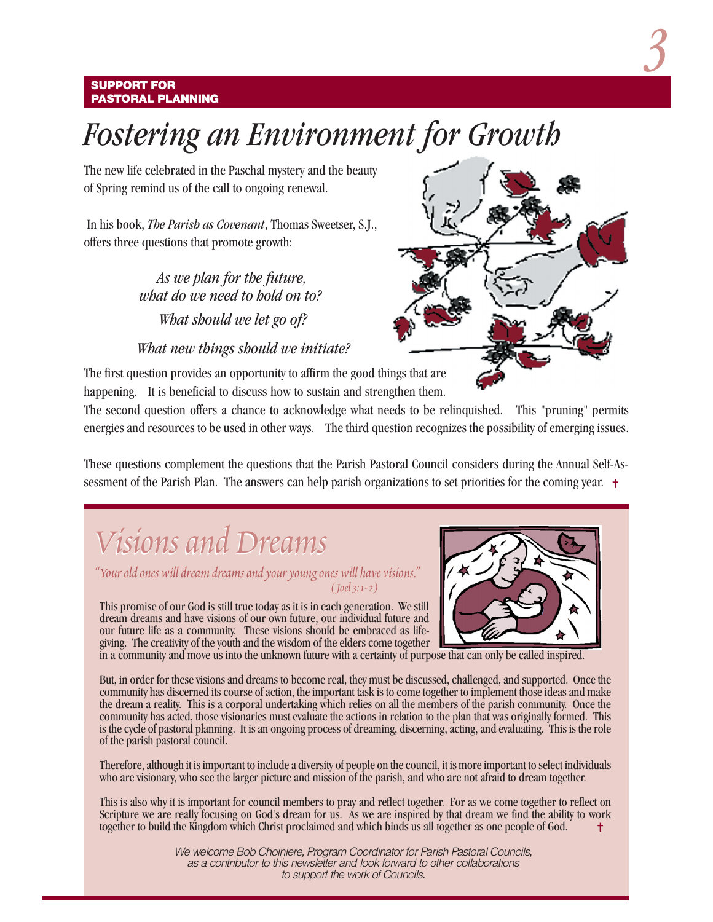**SUPPORT FOR PASTORAL PLANNING**

# *Fostering an Environment for Growth*

The new life celebrated in the Paschal mystery and the beauty of Spring remind us of the call to ongoing renewal.

In his book, *The Parish as Covenant*, Thomas Sweetser, S.J., offers three questions that promote growth:

*As we plan for the future,*
*what do we need to hold on to?*

*What should we let go of?*

*What new things should we initiate?*

The first question provides an opportunity to affirm the good things that are happening. It is beneficial to discuss how to sustain and strengthen them. The second question offers a chance to acknowledge what needs to be relinquished. This "pruning" permits energies and resources to be used in other ways. The third question recognizes the possibility of emerging issues.

These questions complement the questions that the Parish Pastoral Council considers during the Annual Self-Assessment of the Parish Plan. The answers can help parish organizations to set priorities for the coming year. †

# *Visions and Dreams*

*"Your old ones will dream dreams and your young ones will have visions."*
*(Joel 3:1-2)*

This promise of our God is still true today as it is in each generation. We still dream dreams and have visions of our own future, our individual future and our future life as a community. These visions should be embraced as life-giving. The creativity of the youth and the wisdom of the elders come together in a community and move us into the unknown future with a certainty of purpose that can only be called inspired.

But, in order for these visions and dreams to become real, they must be discussed, challenged, and supported. Once the community has discerned its course of action, the important task is to come together to implement those ideas and make the dream a reality. This is a corporal undertaking which relies on all the members of the parish community. Once the community has acted, those visionaries must evaluate the actions in relation to the plan that was originally formed. This is the cycle of pastoral planning. It is an ongoing process of dreaming, discerning, acting, and evaluating. This is the role of the parish pastoral council.

Therefore, although it is important to include a diversity of people on the council, it is more important to select individuals who are visionary, who see the larger picture and mission of the parish, and who are not afraid to dream together.

This is also why it is important for council members to pray and reflect together. For as we come together to reflect on Scripture we are really focusing on God's dream for us. As we are inspired by that dream we find the ability to work together to build the Kingdom which Christ proclaimed and which binds us all together as one people of God. †

*We welcome Bob Choiniere, Program Coordinator for Parish Pastoral Councils, as a contributor to this newsletter and look forward to other collaborations to support the work of Councils.*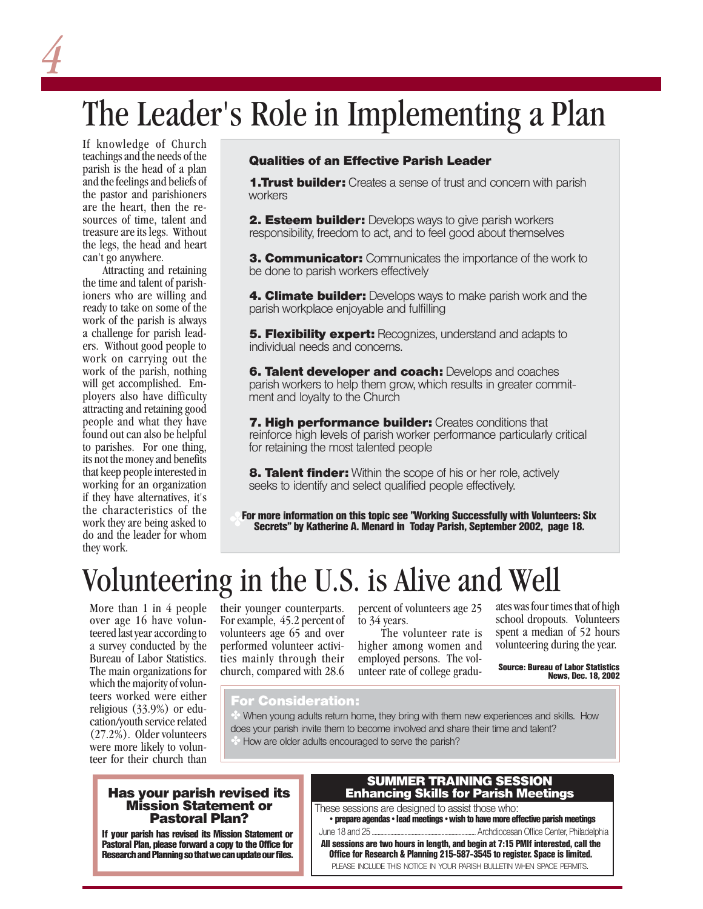# The Leader's Role in Implementing a Plan

If knowledge of Church teachings and the needs of the parish is the head of a plan and the feelings and beliefs of the pastor and parishioners are the heart, then the resources of time, talent and treasure are its legs. Without the legs, the head and heart can't go anywhere.

Attracting and retaining the time and talent of parishioners who are willing and ready to take on some of the work of the parish is always a challenge for parish leaders. Without good people to work on carrying out the work of the parish, nothing will get accomplished. Employers also have difficulty attracting and retaining good people and what they have found out can also be helpful to parishes. For one thing, its not the money and benefits that keep people interested in working for an organization if they have alternatives, it's the characteristics of the work they are being asked to do and the leader for whom they work.

### Qualities of an Effective Parish Leader

**1.Trust builder:** Creates a sense of trust and concern with parish workers

**2. Esteem builder:** Develops ways to give parish workers responsibility, freedom to act, and to feel good about themselves

**3. Communicator:** Communicates the importance of the work to be done to parish workers effectively

**4. Climate builder:** Develops ways to make parish work and the parish workplace enjoyable and fulfilling

**5. Flexibility expert:** Recognizes, understand and adapts to individual needs and concerns.

**6. Talent developer and coach:** Develops and coaches parish workers to help them grow, which results in greater commitment and loyalty to the Church

**7. High performance builder:** Creates conditions that reinforce high levels of parish worker performance particularly critical for retaining the most talented people

**8. Talent finder:** Within the scope of his or her role, actively seeks to identify and select qualified people effectively.

**For more information on this topic see "Working Successfully with Volunteers: Six Secrets" by Katherine A. Menard in Today Parish, September 2002, page 18.**

# Volunteering in the U.S. is Alive and Well

More than 1 in 4 people over age 16 have volunteered last year according to a survey conducted by the Bureau of Labor Statistics. The main organizations for which the majority of volunteers worked were either religious (33.9%) or education/youth service related (27.2%). Older volunteers were more likely to volunteer for their church than their younger counterparts. For example, 45.2 percent of volunteers age 65 and over performed volunteer activities mainly through their church, compared with 28.6 percent of volunteers age 25 to 34 years.

The volunteer rate is higher among women and employed persons. The volunteer rate of college graduates was four times that of high school dropouts. Volunteers spent a median of 52 hours volunteering during the year.

**Source: Bureau of Labor Statistics News, Dec. 18, 2002**

### For Consideration:

- When young adults return home, they bring with them new experiences and skills. How does your parish invite them to become involved and share their time and talent?
- How are older adults encouraged to serve the parish?

### Has your parish revised its Mission Statement or Pastoral Plan?

**If your parish has revised its Mission Statement or Pastoral Plan, please forward a copy to the Office for Research and Planning so that we can update our files.**

### SUMMER TRAINING SESSION
### Enhancing Skills for Parish Meetings

These sessions are designed to assist those who:

**• prepare agendas • lead meetings • wish to have more effective parish meetings**

June 18 and 25 ........ Archdiocesan Office Center, Philadelphia

**All sessions are two hours in length, and begin at 7:15 PMIf interested, call the Office for Research & Planning 215-587-3545 to register. Space is limited.**

PLEASE INCLUDE THIS NOTICE IN YOUR PARISH BULLETIN WHEN SPACE PERMITS.